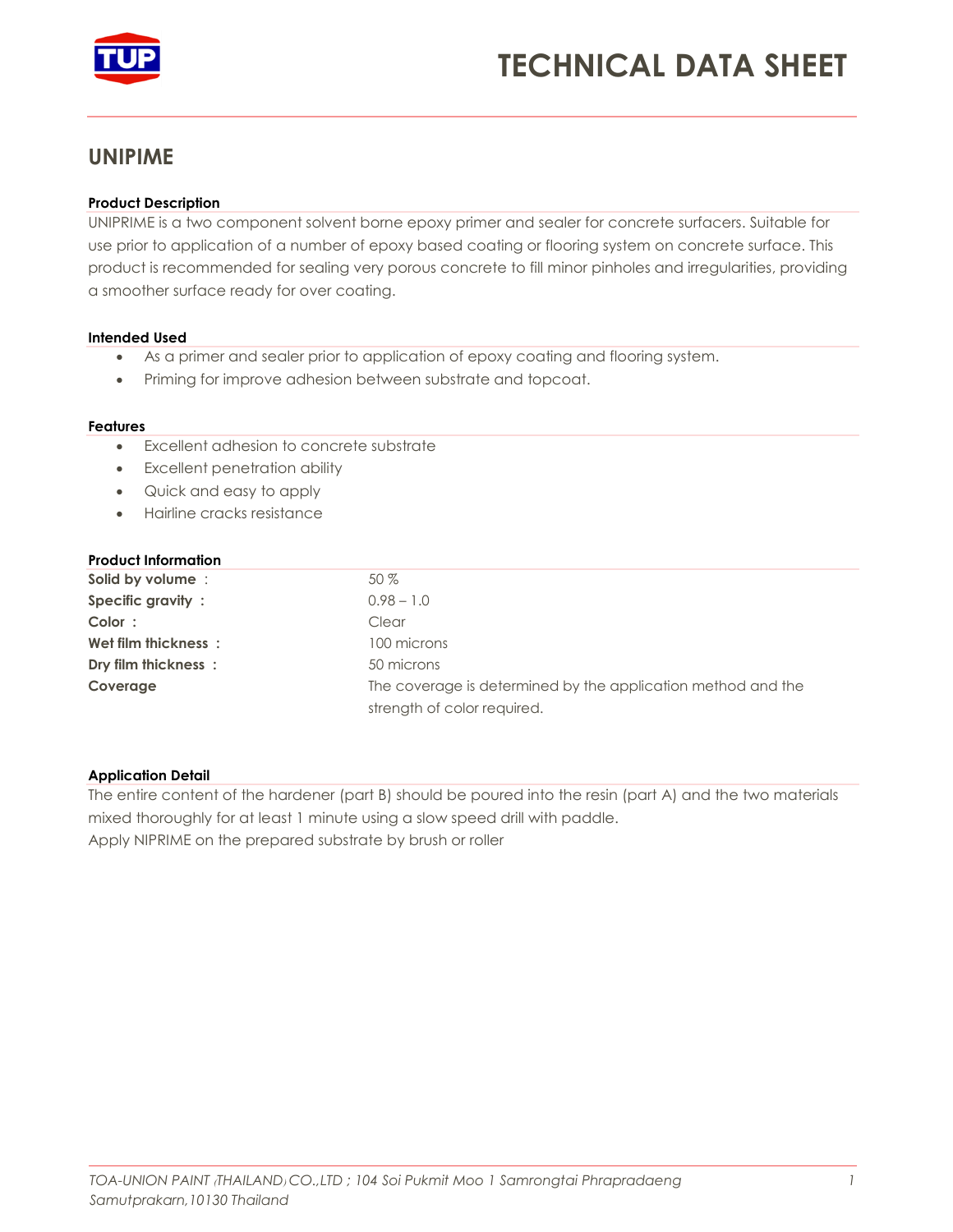# TECHNICAL DATA SHEET

## UNIPIME

**Product Description**

UNIPRIME is a two component solvent borne epoxy primer and sealer for concrete surfacers. Suitable for use prior to application of a number of epoxy based coating or flooring system on concrete surface. This product is recommended for sealing very porous concrete to fill minor pinholes and irregularities, providing a smoother surface ready for over coating.

**Intended Used**

- As a primer and sealer prior to application of epoxy coating and flooring system.
- Priming for improve adhesion between substrate and topcoat.

**Features**

- Excellent adhesion to concrete substrate
- Excellent penetration ability
- Quick and easy to apply
- Hairline cracks resistance

**Product Information**

| | |
|---|---|
| **Solid by volume** : | 50 % |
| **Specific gravity** : | 0.98 – 1.0 |
| **Color** : | Clear |
| **Wet film thickness** : | 100 microns |
| **Dry film thickness** : | 50 microns |
| **Coverage** | The coverage is determined by the application method and the strength of color required. |

**Application Detail**

The entire content of the hardener (part B) should be poured into the resin (part A) and the two materials mixed thoroughly for at least 1 minute using a slow speed drill with paddle.
Apply NIPRIME on the prepared substrate by brush or roller

*TOA-UNION PAINT (THAILAND) CO.,LTD ; 104 Soi Pukmit Moo 1 Samrongtai Phrapradaeng Samutprakarn,10130 Thailand*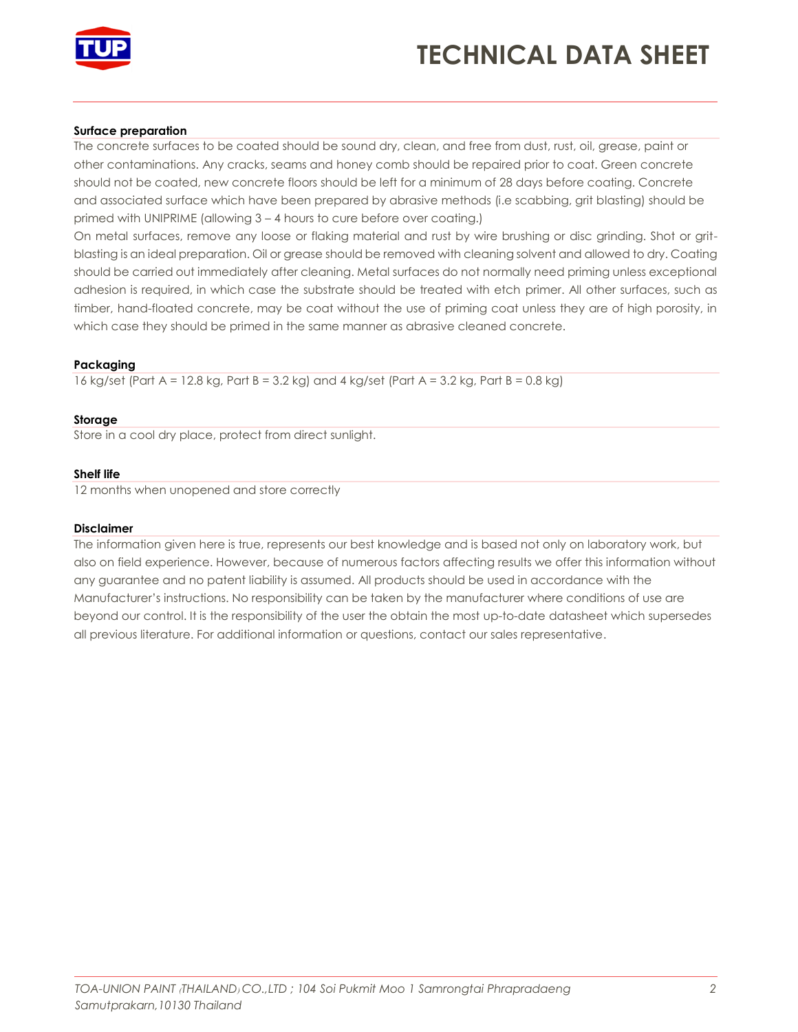## Surface preparation

The concrete surfaces to be coated should be sound dry, clean, and free from dust, rust, oil, grease, paint or other contaminations. Any cracks, seams and honey comb should be repaired prior to coat. Green concrete should not be coated, new concrete floors should be left for a minimum of 28 days before coating. Concrete and associated surface which have been prepared by abrasive methods (i.e scabbing, grit blasting) should be primed with UNIPRIME (allowing 3 – 4 hours to cure before over coating.)

On metal surfaces, remove any loose or flaking material and rust by wire brushing or disc grinding. Shot or grit-blasting is an ideal preparation. Oil or grease should be removed with cleaning solvent and allowed to dry. Coating should be carried out immediately after cleaning. Metal surfaces do not normally need priming unless exceptional adhesion is required, in which case the substrate should be treated with etch primer. All other surfaces, such as timber, hand-floated concrete, may be coat without the use of priming coat unless they are of high porosity, in which case they should be primed in the same manner as abrasive cleaned concrete.

## Packaging

16 kg/set (Part A = 12.8 kg, Part B = 3.2 kg) and 4 kg/set (Part A = 3.2 kg, Part B = 0.8 kg)

## Storage

Store in a cool dry place, protect from direct sunlight.

## Shelf life

12 months when unopened and store correctly

## Disclaimer

The information given here is true, represents our best knowledge and is based not only on laboratory work, but also on field experience. However, because of numerous factors affecting results we offer this information without any guarantee and no patent liability is assumed. All products should be used in accordance with the Manufacturer's instructions. No responsibility can be taken by the manufacturer where conditions of use are beyond our control. It is the responsibility of the user the obtain the most up-to-date datasheet which supersedes all previous literature. For additional information or questions, contact our sales representative.